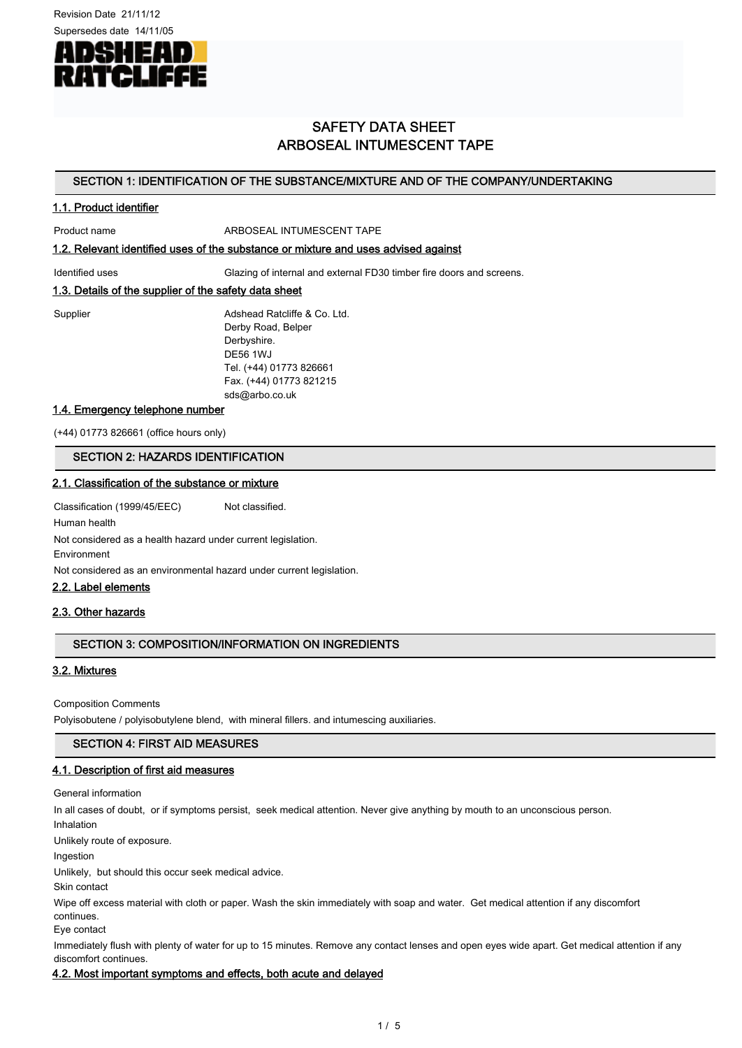Revision Date 21/11/12

Supersedes date 14/11/05

# SAFETY DATA SHEET
# ARBOSEAL INTUMESCENT TAPE

## SECTION 1: IDENTIFICATION OF THE SUBSTANCE/MIXTURE AND OF THE COMPANY/UNDERTAKING

### 1.1. Product identifier

Product name ARBOSEAL INTUMESCENT TAPE

### 1.2. Relevant identified uses of the substance or mixture and uses advised against

Identified uses Glazing of internal and external FD30 timber fire doors and screens.

### 1.3. Details of the supplier of the safety data sheet

Supplier
Adshead Ratcliffe & Co. Ltd.
Derby Road, Belper
Derbyshire.
DE56 1WJ
Tel. (+44) 01773 826661
Fax. (+44) 01773 821215
sds@arbo.co.uk

### 1.4. Emergency telephone number

(+44) 01773 826661 (office hours only)

## SECTION 2: HAZARDS IDENTIFICATION

### 2.1. Classification of the substance or mixture

Classification (1999/45/EEC) Not classified.

Human health

Not considered as a health hazard under current legislation.

Environment

Not considered as an environmental hazard under current legislation.

### 2.2. Label elements

### 2.3. Other hazards

## SECTION 3: COMPOSITION/INFORMATION ON INGREDIENTS

### 3.2. Mixtures

Composition Comments

Polyisobutene / polyisobutylene blend, with mineral fillers. and intumescing auxiliaries.

## SECTION 4: FIRST AID MEASURES

### 4.1. Description of first aid measures

General information

In all cases of doubt, or if symptoms persist, seek medical attention. Never give anything by mouth to an unconscious person.

Inhalation

Unlikely route of exposure.

Ingestion

Unlikely, but should this occur seek medical advice.

Skin contact

Wipe off excess material with cloth or paper. Wash the skin immediately with soap and water. Get medical attention if any discomfort continues.

Eye contact

Immediately flush with plenty of water for up to 15 minutes. Remove any contact lenses and open eyes wide apart. Get medical attention if any discomfort continues.

### 4.2. Most important symptoms and effects, both acute and delayed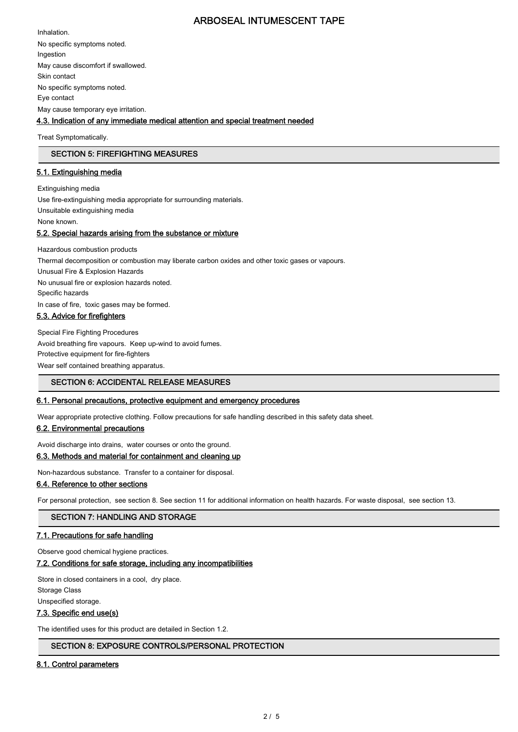Inhalation.

No specific symptoms noted.

Ingestion

May cause discomfort if swallowed.

Skin contact

No specific symptoms noted.

Eye contact

May cause temporary eye irritation.

### 4.3. Indication of any immediate medical attention and special treatment needed

Treat Symptomatically.

## SECTION 5: FIREFIGHTING MEASURES

### 5.1. Extinguishing media

Extinguishing media

Use fire-extinguishing media appropriate for surrounding materials.

Unsuitable extinguishing media

None known.

### 5.2. Special hazards arising from the substance or mixture

Hazardous combustion products

Thermal decomposition or combustion may liberate carbon oxides and other toxic gases or vapours.

Unusual Fire & Explosion Hazards

No unusual fire or explosion hazards noted.

Specific hazards

In case of fire, toxic gases may be formed.

### 5.3. Advice for firefighters

Special Fire Fighting Procedures

Avoid breathing fire vapours. Keep up-wind to avoid fumes.

Protective equipment for fire-fighters

Wear self contained breathing apparatus.

## SECTION 6: ACCIDENTAL RELEASE MEASURES

### 6.1. Personal precautions, protective equipment and emergency procedures

Wear appropriate protective clothing. Follow precautions for safe handling described in this safety data sheet.

### 6.2. Environmental precautions

Avoid discharge into drains, water courses or onto the ground.

### 6.3. Methods and material for containment and cleaning up

Non-hazardous substance. Transfer to a container for disposal.

### 6.4. Reference to other sections

For personal protection, see section 8. See section 11 for additional information on health hazards. For waste disposal, see section 13.

## SECTION 7: HANDLING AND STORAGE

### 7.1. Precautions for safe handling

Observe good chemical hygiene practices.

### 7.2. Conditions for safe storage, including any incompatibilities

Store in closed containers in a cool, dry place.

Storage Class

Unspecified storage.

### 7.3. Specific end use(s)

The identified uses for this product are detailed in Section 1.2.

## SECTION 8: EXPOSURE CONTROLS/PERSONAL PROTECTION

### 8.1. Control parameters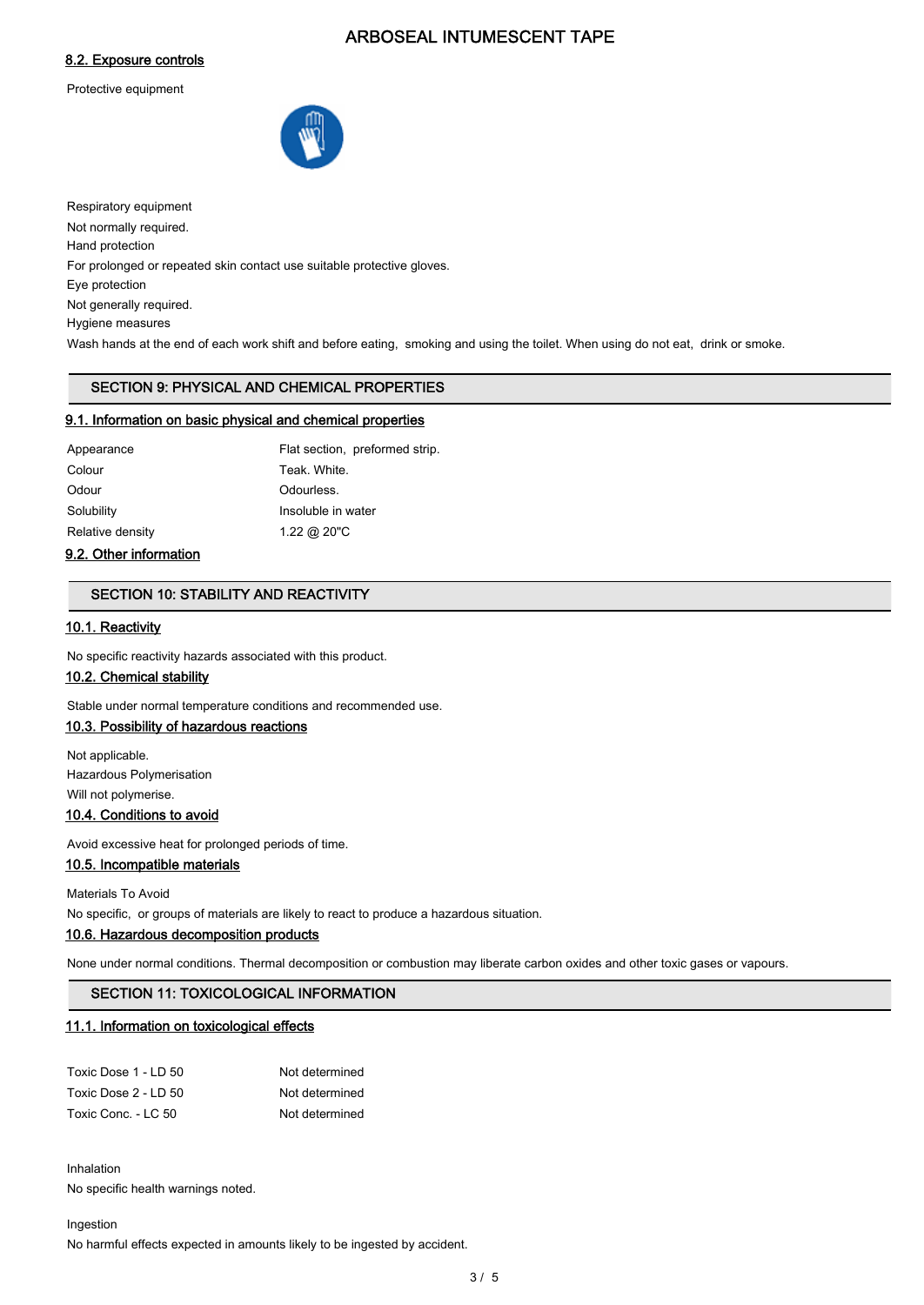## 8.2. Exposure controls

Protective equipment

Respiratory equipment

Not normally required.

Hand protection

For prolonged or repeated skin contact use suitable protective gloves.

Eye protection

Not generally required.

Hygiene measures

Wash hands at the end of each work shift and before eating, smoking and using the toilet. When using do not eat, drink or smoke.

# SECTION 9: PHYSICAL AND CHEMICAL PROPERTIES

## 9.1. Information on basic physical and chemical properties

| | |
|---|---|
| Appearance | Flat section, preformed strip. |
| Colour | Teak. White. |
| Odour | Odourless. |
| Solubility | Insoluble in water |
| Relative density | 1.22 @ 20"C |

## 9.2. Other information

# SECTION 10: STABILITY AND REACTIVITY

## 10.1. Reactivity

No specific reactivity hazards associated with this product.

## 10.2. Chemical stability

Stable under normal temperature conditions and recommended use.

## 10.3. Possibility of hazardous reactions

Not applicable.

Hazardous Polymerisation

Will not polymerise.

## 10.4. Conditions to avoid

Avoid excessive heat for prolonged periods of time.

## 10.5. Incompatible materials

Materials To Avoid

No specific, or groups of materials are likely to react to produce a hazardous situation.

## 10.6. Hazardous decomposition products

None under normal conditions. Thermal decomposition or combustion may liberate carbon oxides and other toxic gases or vapours.

# SECTION 11: TOXICOLOGICAL INFORMATION

## 11.1. Information on toxicological effects

| | |
|---|---|
| Toxic Dose 1 - LD 50 | Not determined |
| Toxic Dose 2 - LD 50 | Not determined |
| Toxic Conc. - LC 50 | Not determined |

Inhalation

No specific health warnings noted.

Ingestion

No harmful effects expected in amounts likely to be ingested by accident.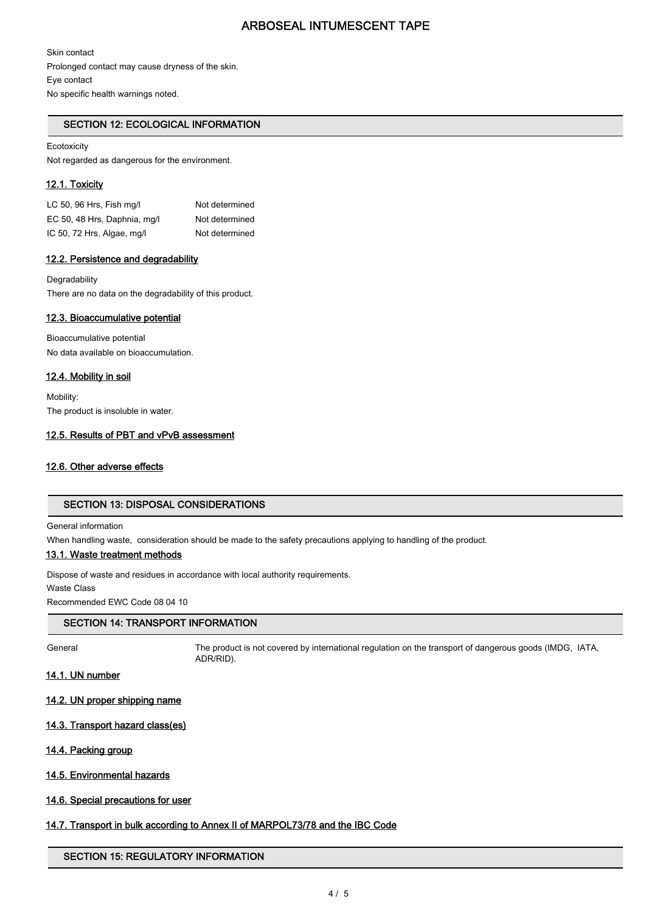Skin contact

Prolonged contact may cause dryness of the skin.

Eye contact

No specific health warnings noted.

## SECTION 12: ECOLOGICAL INFORMATION

Ecotoxicity

Not regarded as dangerous for the environment.

### 12.1. Toxicity

| | |
|---|---|
| LC 50, 96 Hrs, Fish mg/l | Not determined |
| EC 50, 48 Hrs, Daphnia, mg/l | Not determined |
| IC 50, 72 Hrs, Algae, mg/l | Not determined |

### 12.2. Persistence and degradability

Degradability

There are no data on the degradability of this product.

### 12.3. Bioaccumulative potential

Bioaccumulative potential

No data available on bioaccumulation.

### 12.4. Mobility in soil

Mobility:

The product is insoluble in water.

### 12.5. Results of PBT and vPvB assessment

### 12.6. Other adverse effects

## SECTION 13: DISPOSAL CONSIDERATIONS

General information

When handling waste, consideration should be made to the safety precautions applying to handling of the product.

### 13.1. Waste treatment methods

Dispose of waste and residues in accordance with local authority requirements.

Waste Class

Recommended EWC Code 08 04 10

## SECTION 14: TRANSPORT INFORMATION

General: The product is not covered by international regulation on the transport of dangerous goods (IMDG, IATA, ADR/RID).

### 14.1. UN number

### 14.2. UN proper shipping name

### 14.3. Transport hazard class(es)

### 14.4. Packing group

### 14.5. Environmental hazards

### 14.6. Special precautions for user

### 14.7. Transport in bulk according to Annex II of MARPOL73/78 and the IBC Code

## SECTION 15: REGULATORY INFORMATION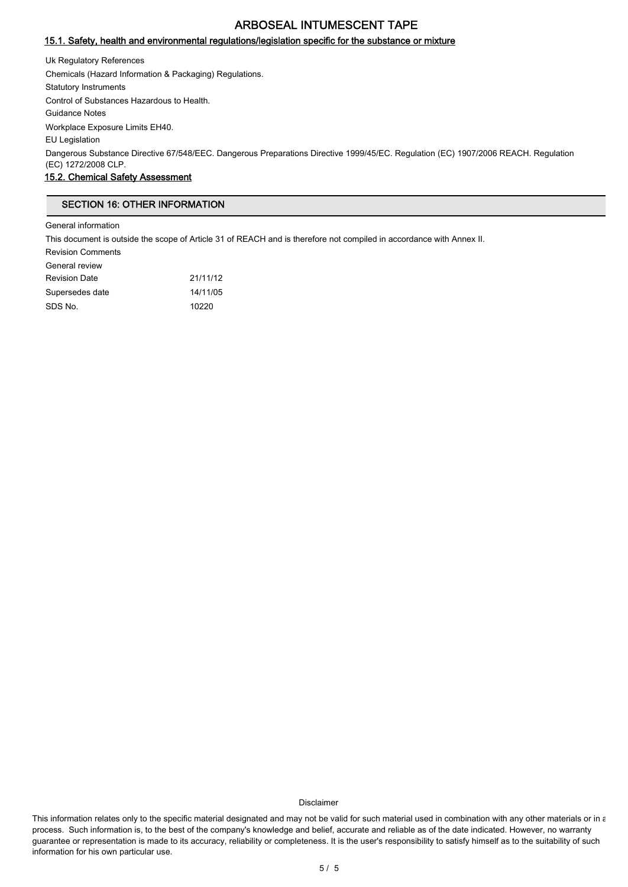### 15.1. Safety, health and environmental regulations/legislation specific for the substance or mixture

Uk Regulatory References

Chemicals (Hazard Information & Packaging) Regulations.

Statutory Instruments

Control of Substances Hazardous to Health.

Guidance Notes

Workplace Exposure Limits EH40.

EU Legislation

Dangerous Substance Directive 67/548/EEC. Dangerous Preparations Directive 1999/45/EC. Regulation (EC) 1907/2006 REACH. Regulation (EC) 1272/2008 CLP.

### 15.2. Chemical Safety Assessment

## SECTION 16: OTHER INFORMATION

General information

This document is outside the scope of Article 31 of REACH and is therefore not compiled in accordance with Annex II.

Revision Comments

General review

| | |
|---|---|
| Revision Date | 21/11/12 |
| Supersedes date | 14/11/05 |
| SDS No. | 10220 |

Disclaimer

This information relates only to the specific material designated and may not be valid for such material used in combination with any other materials or in a process. Such information is, to the best of the company's knowledge and belief, accurate and reliable as of the date indicated. However, no warranty guarantee or representation is made to its accuracy, reliability or completeness. It is the user's responsibility to satisfy himself as to the suitability of such information for his own particular use.